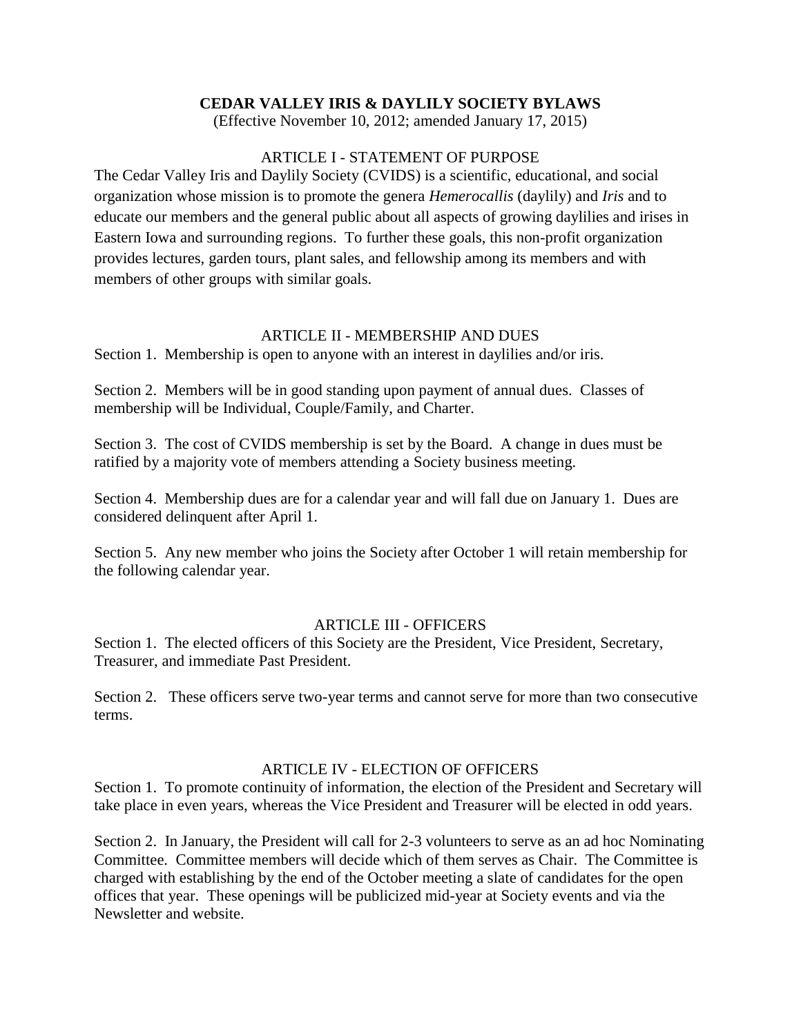# CEDAR VALLEY IRIS & DAYLILY SOCIETY BYLAWS

(Effective November 10, 2012; amended January 17, 2015)

## ARTICLE I - STATEMENT OF PURPOSE

The Cedar Valley Iris and Daylily Society (CVIDS) is a scientific, educational, and social organization whose mission is to promote the genera *Hemerocallis* (daylily) and *Iris* and to educate our members and the general public about all aspects of growing daylilies and irises in Eastern Iowa and surrounding regions. To further these goals, this non-profit organization provides lectures, garden tours, plant sales, and fellowship among its members and with members of other groups with similar goals.

## ARTICLE II - MEMBERSHIP AND DUES

Section 1. Membership is open to anyone with an interest in daylilies and/or iris.

Section 2. Members will be in good standing upon payment of annual dues. Classes of membership will be Individual, Couple/Family, and Charter.

Section 3. The cost of CVIDS membership is set by the Board. A change in dues must be ratified by a majority vote of members attending a Society business meeting.

Section 4. Membership dues are for a calendar year and will fall due on January 1. Dues are considered delinquent after April 1.

Section 5. Any new member who joins the Society after October 1 will retain membership for the following calendar year.

## ARTICLE III - OFFICERS

Section 1. The elected officers of this Society are the President, Vice President, Secretary, Treasurer, and immediate Past President.

Section 2. These officers serve two-year terms and cannot serve for more than two consecutive terms.

## ARTICLE IV - ELECTION OF OFFICERS

Section 1. To promote continuity of information, the election of the President and Secretary will take place in even years, whereas the Vice President and Treasurer will be elected in odd years.

Section 2. In January, the President will call for 2-3 volunteers to serve as an ad hoc Nominating Committee. Committee members will decide which of them serves as Chair. The Committee is charged with establishing by the end of the October meeting a slate of candidates for the open offices that year. These openings will be publicized mid-year at Society events and via the Newsletter and website.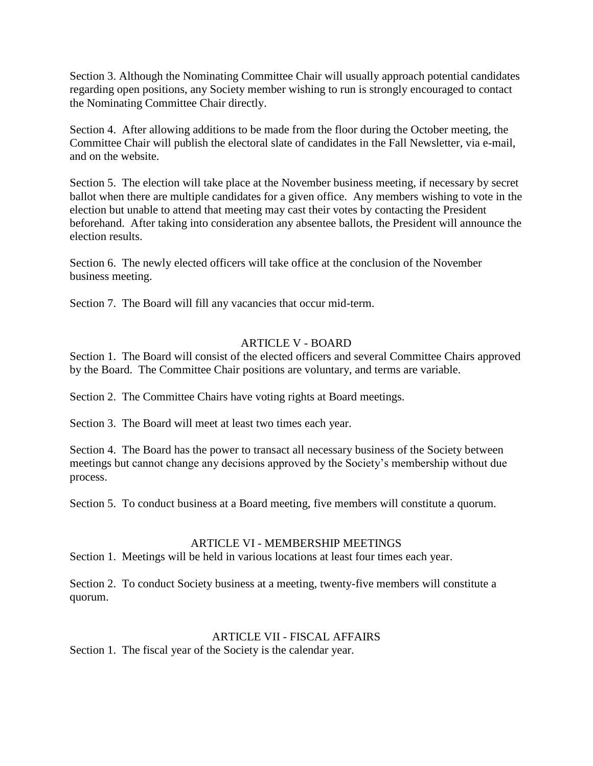Section 3. Although the Nominating Committee Chair will usually approach potential candidates regarding open positions, any Society member wishing to run is strongly encouraged to contact the Nominating Committee Chair directly.

Section 4. After allowing additions to be made from the floor during the October meeting, the Committee Chair will publish the electoral slate of candidates in the Fall Newsletter, via e-mail, and on the website.

Section 5. The election will take place at the November business meeting, if necessary by secret ballot when there are multiple candidates for a given office. Any members wishing to vote in the election but unable to attend that meeting may cast their votes by contacting the President beforehand. After taking into consideration any absentee ballots, the President will announce the election results.

Section 6. The newly elected officers will take office at the conclusion of the November business meeting.

Section 7. The Board will fill any vacancies that occur mid-term.

## ARTICLE V - BOARD

Section 1. The Board will consist of the elected officers and several Committee Chairs approved by the Board. The Committee Chair positions are voluntary, and terms are variable.

Section 2. The Committee Chairs have voting rights at Board meetings.

Section 3. The Board will meet at least two times each year.

Section 4. The Board has the power to transact all necessary business of the Society between meetings but cannot change any decisions approved by the Society's membership without due process.

Section 5. To conduct business at a Board meeting, five members will constitute a quorum.

## ARTICLE VI - MEMBERSHIP MEETINGS

Section 1. Meetings will be held in various locations at least four times each year.

Section 2. To conduct Society business at a meeting, twenty-five members will constitute a quorum.

## ARTICLE VII - FISCAL AFFAIRS

Section 1. The fiscal year of the Society is the calendar year.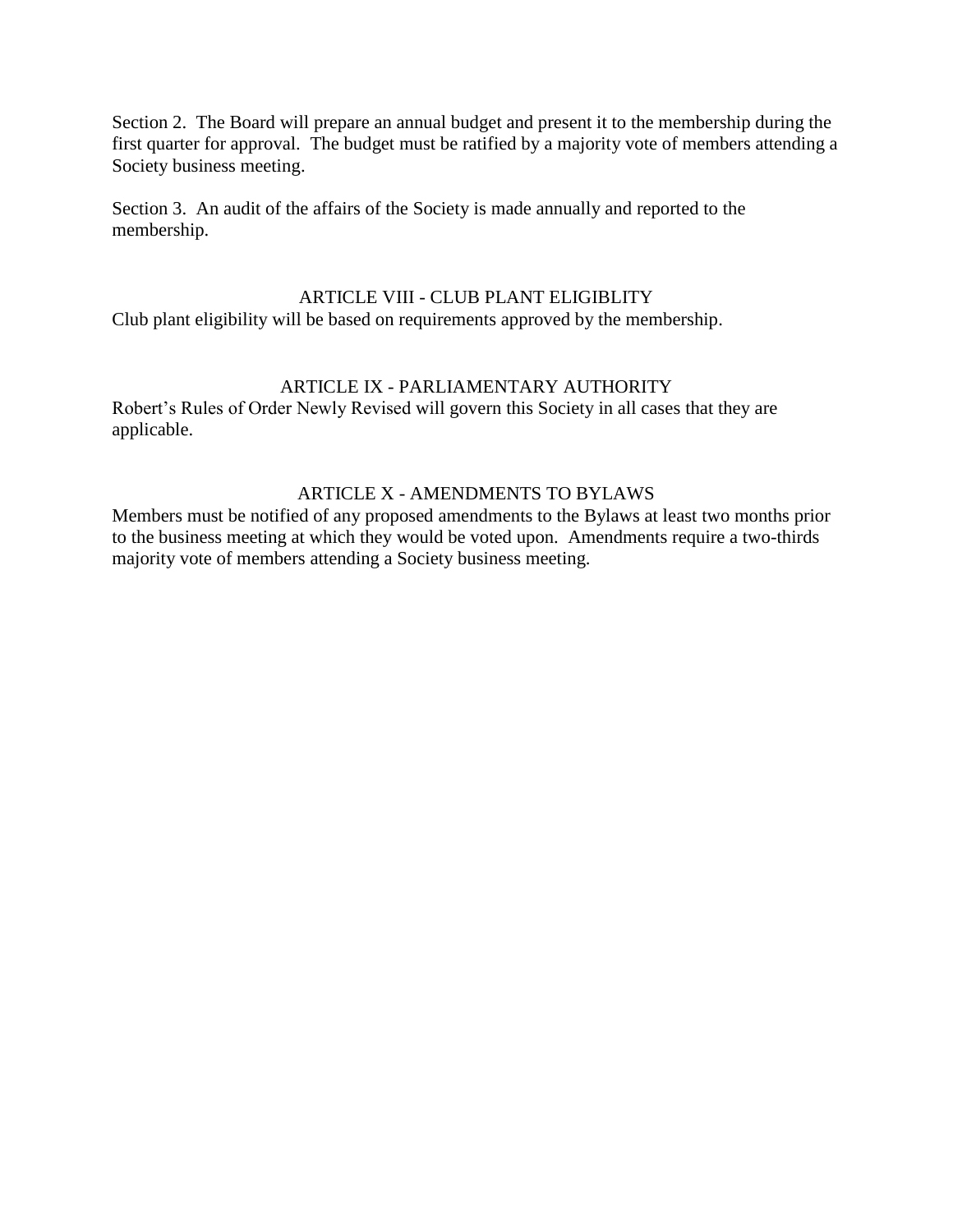Section 2. The Board will prepare an annual budget and present it to the membership during the first quarter for approval. The budget must be ratified by a majority vote of members attending a Society business meeting.

Section 3. An audit of the affairs of the Society is made annually and reported to the membership.

## ARTICLE VIII - CLUB PLANT ELIGIBLITY

Club plant eligibility will be based on requirements approved by the membership.

## ARTICLE IX - PARLIAMENTARY AUTHORITY

Robert's Rules of Order Newly Revised will govern this Society in all cases that they are applicable.

## ARTICLE X - AMENDMENTS TO BYLAWS

Members must be notified of any proposed amendments to the Bylaws at least two months prior to the business meeting at which they would be voted upon. Amendments require a two-thirds majority vote of members attending a Society business meeting.